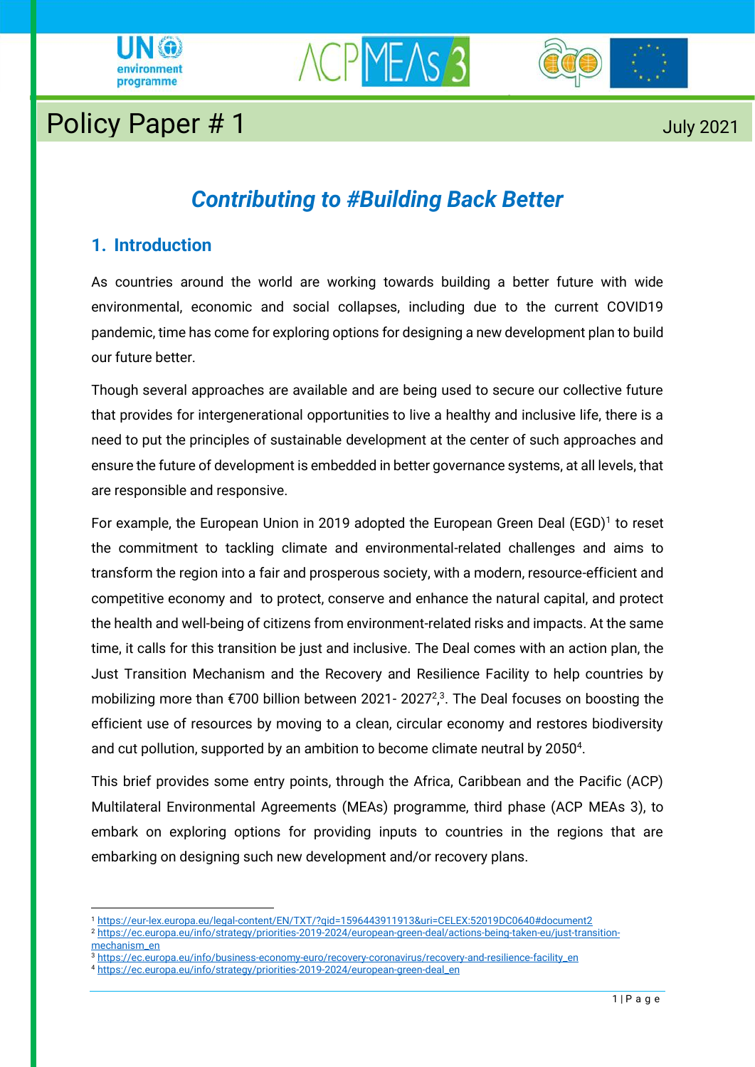Policy Paper # 1

July 2021

# *Contributing to #Building Back Better*

## 1. Introduction

As countries around the world are working towards building a better future with wide environmental, economic and social collapses, including due to the current COVID19 pandemic, time has come for exploring options for designing a new development plan to build our future better.

Though several approaches are available and are being used to secure our collective future that provides for intergenerational opportunities to live a healthy and inclusive life, there is a need to put the principles of sustainable development at the center of such approaches and ensure the future of development is embedded in better governance systems, at all levels, that are responsible and responsive.

For example, the European Union in 2019 adopted the European Green Deal (EGD)[1] to reset the commitment to tackling climate and environmental-related challenges and aims to transform the region into a fair and prosperous society, with a modern, resource-efficient and competitive economy and to protect, conserve and enhance the natural capital, and protect the health and well-being of citizens from environment-related risks and impacts. At the same time, it calls for this transition be just and inclusive. The Deal comes with an action plan, the Just Transition Mechanism and the Recovery and Resilience Facility to help countries by mobilizing more than €700 billion between 2021- 2027[2],[3]. The Deal focuses on boosting the efficient use of resources by moving to a clean, circular economy and restores biodiversity and cut pollution, supported by an ambition to become climate neutral by 2050[4].

This brief provides some entry points, through the Africa, Caribbean and the Pacific (ACP) Multilateral Environmental Agreements (MEAs) programme, third phase (ACP MEAs 3), to embark on exploring options for providing inputs to countries in the regions that are embarking on designing such new development and/or recovery plans.

---

[1] https://eur-lex.europa.eu/legal-content/EN/TXT/?qid=1596443911913&uri=CELEX:52019DC0640#document2

[2] https://ec.europa.eu/info/strategy/priorities-2019-2024/european-green-deal/actions-being-taken-eu/just-transition-mechanism_en

[3] https://ec.europa.eu/info/business-economy-euro/recovery-coronavirus/recovery-and-resilience-facility_en

[4] https://ec.europa.eu/info/strategy/priorities-2019-2024/european-green-deal_en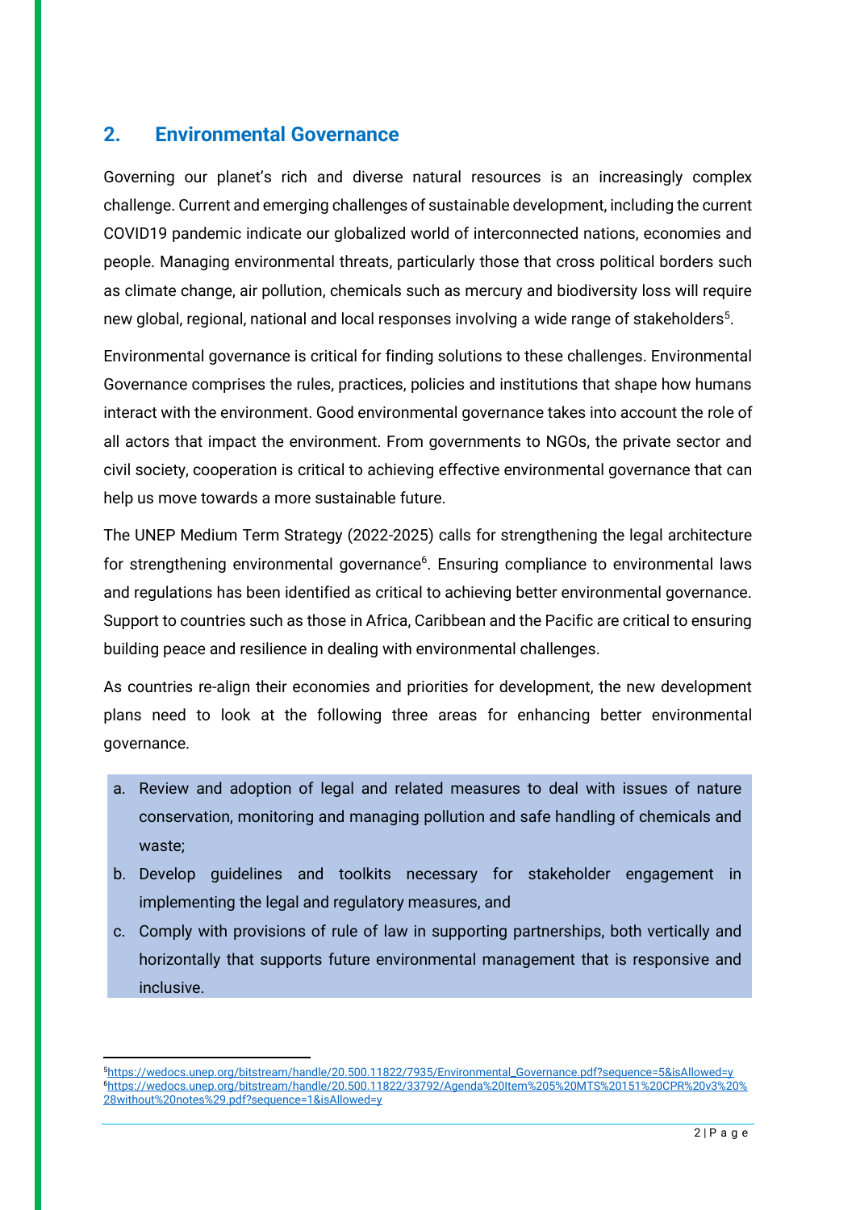## 2. Environmental Governance

Governing our planet's rich and diverse natural resources is an increasingly complex challenge. Current and emerging challenges of sustainable development, including the current COVID19 pandemic indicate our globalized world of interconnected nations, economies and people. Managing environmental threats, particularly those that cross political borders such as climate change, air pollution, chemicals such as mercury and biodiversity loss will require new global, regional, national and local responses involving a wide range of stakeholders[5].

Environmental governance is critical for finding solutions to these challenges. Environmental Governance comprises the rules, practices, policies and institutions that shape how humans interact with the environment. Good environmental governance takes into account the role of all actors that impact the environment. From governments to NGOs, the private sector and civil society, cooperation is critical to achieving effective environmental governance that can help us move towards a more sustainable future.

The UNEP Medium Term Strategy (2022-2025) calls for strengthening the legal architecture for strengthening environmental governance[6]. Ensuring compliance to environmental laws and regulations has been identified as critical to achieving better environmental governance. Support to countries such as those in Africa, Caribbean and the Pacific are critical to ensuring building peace and resilience in dealing with environmental challenges.

As countries re-align their economies and priorities for development, the new development plans need to look at the following three areas for enhancing better environmental governance.

a. Review and adoption of legal and related measures to deal with issues of nature conservation, monitoring and managing pollution and safe handling of chemicals and waste;
b. Develop guidelines and toolkits necessary for stakeholder engagement in implementing the legal and regulatory measures, and
c. Comply with provisions of rule of law in supporting partnerships, both vertically and horizontally that supports future environmental management that is responsive and inclusive.

---

[5] https://wedocs.unep.org/bitstream/handle/20.500.11822/7935/Environmental_Governance.pdf?sequence=5&isAllowed=y

[6] https://wedocs.unep.org/bitstream/handle/20.500.11822/33792/Agenda%20Item%205%20MTS%20151%20CPR%20v3%20%28without%20notes%29.pdf?sequence=1&isAllowed=y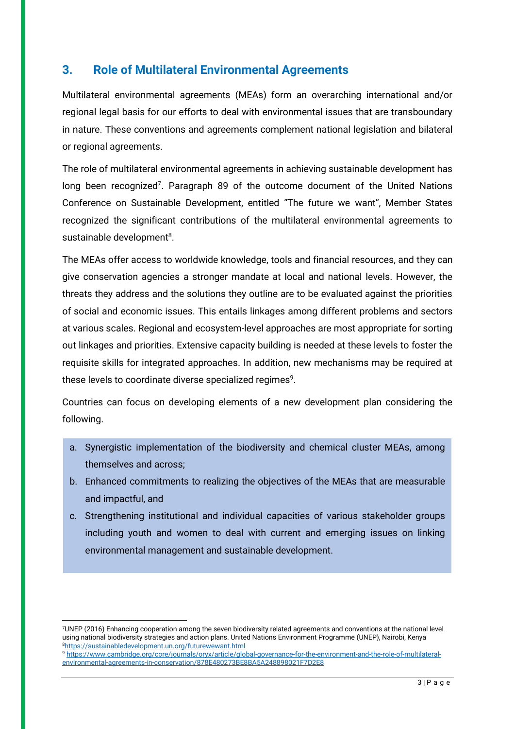## 3. Role of Multilateral Environmental Agreements

Multilateral environmental agreements (MEAs) form an overarching international and/or regional legal basis for our efforts to deal with environmental issues that are transboundary in nature. These conventions and agreements complement national legislation and bilateral or regional agreements.

The role of multilateral environmental agreements in achieving sustainable development has long been recognized[7]. Paragraph 89 of the outcome document of the United Nations Conference on Sustainable Development, entitled "The future we want", Member States recognized the significant contributions of the multilateral environmental agreements to sustainable development[8].

The MEAs offer access to worldwide knowledge, tools and financial resources, and they can give conservation agencies a stronger mandate at local and national levels. However, the threats they address and the solutions they outline are to be evaluated against the priorities of social and economic issues. This entails linkages among different problems and sectors at various scales. Regional and ecosystem-level approaches are most appropriate for sorting out linkages and priorities. Extensive capacity building is needed at these levels to foster the requisite skills for integrated approaches. In addition, new mechanisms may be required at these levels to coordinate diverse specialized regimes[9].

Countries can focus on developing elements of a new development plan considering the following.

a. Synergistic implementation of the biodiversity and chemical cluster MEAs, among themselves and across;
b. Enhanced commitments to realizing the objectives of the MEAs that are measurable and impactful, and
c. Strengthening institutional and individual capacities of various stakeholder groups including youth and women to deal with current and emerging issues on linking environmental management and sustainable development.

---

[7] UNEP (2016) Enhancing cooperation among the seven biodiversity related agreements and conventions at the national level using national biodiversity strategies and action plans. United Nations Environment Programme (UNEP), Nairobi, Kenya

[8] https://sustainabledevelopment.un.org/futurewewant.html

[9] https://www.cambridge.org/core/journals/oryx/article/global-governance-for-the-environment-and-the-role-of-multilateral-environmental-agreements-in-conservation/878E480273BE8BA5A248898021F7D2E8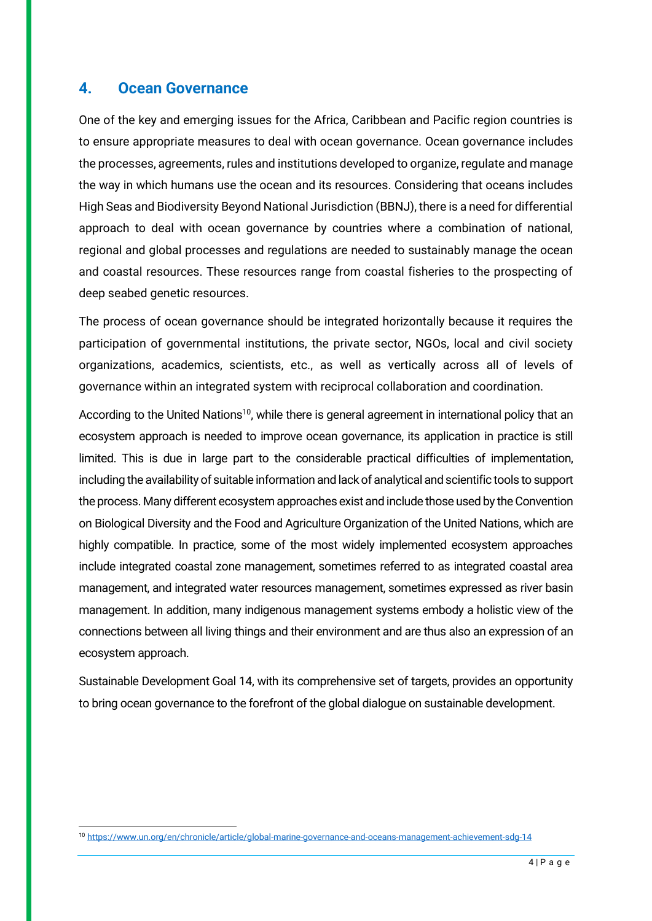## 4. Ocean Governance

One of the key and emerging issues for the Africa, Caribbean and Pacific region countries is to ensure appropriate measures to deal with ocean governance. Ocean governance includes the processes, agreements, rules and institutions developed to organize, regulate and manage the way in which humans use the ocean and its resources. Considering that oceans includes High Seas and Biodiversity Beyond National Jurisdiction (BBNJ), there is a need for differential approach to deal with ocean governance by countries where a combination of national, regional and global processes and regulations are needed to sustainably manage the ocean and coastal resources. These resources range from coastal fisheries to the prospecting of deep seabed genetic resources.

The process of ocean governance should be integrated horizontally because it requires the participation of governmental institutions, the private sector, NGOs, local and civil society organizations, academics, scientists, etc., as well as vertically across all of levels of governance within an integrated system with reciprocal collaboration and coordination.

According to the United Nations[10], while there is general agreement in international policy that an ecosystem approach is needed to improve ocean governance, its application in practice is still limited. This is due in large part to the considerable practical difficulties of implementation, including the availability of suitable information and lack of analytical and scientific tools to support the process. Many different ecosystem approaches exist and include those used by the Convention on Biological Diversity and the Food and Agriculture Organization of the United Nations, which are highly compatible. In practice, some of the most widely implemented ecosystem approaches include integrated coastal zone management, sometimes referred to as integrated coastal area management, and integrated water resources management, sometimes expressed as river basin management. In addition, many indigenous management systems embody a holistic view of the connections between all living things and their environment and are thus also an expression of an ecosystem approach.

Sustainable Development Goal 14, with its comprehensive set of targets, provides an opportunity to bring ocean governance to the forefront of the global dialogue on sustainable development.

---

[10] https://www.un.org/en/chronicle/article/global-marine-governance-and-oceans-management-achievement-sdg-14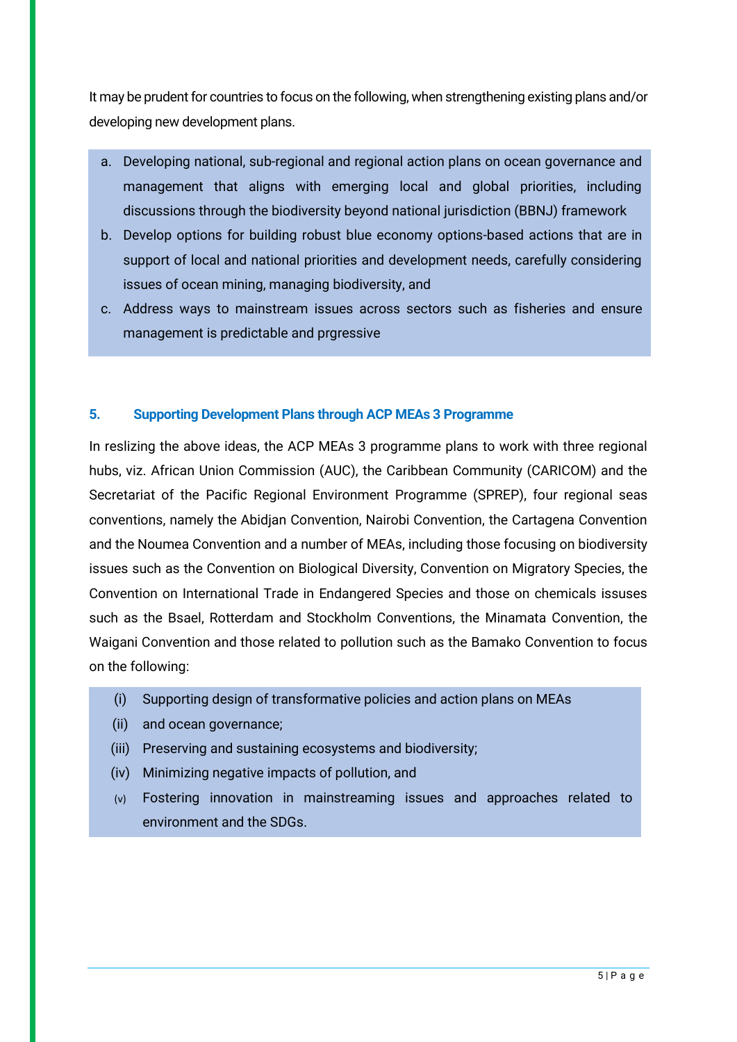It may be prudent for countries to focus on the following, when strengthening existing plans and/or developing new development plans.

a. Developing national, sub-regional and regional action plans on ocean governance and management that aligns with emerging local and global priorities, including discussions through the biodiversity beyond national jurisdiction (BBNJ) framework
b. Develop options for building robust blue economy options-based actions that are in support of local and national priorities and development needs, carefully considering issues of ocean mining, managing biodiversity, and
c. Address ways to mainstream issues across sectors such as fisheries and ensure management is predictable and prgressive

## 5. Supporting Development Plans through ACP MEAs 3 Programme

In reslizing the above ideas, the ACP MEAs 3 programme plans to work with three regional hubs, viz. African Union Commission (AUC), the Caribbean Community (CARICOM) and the Secretariat of the Pacific Regional Environment Programme (SPREP), four regional seas conventions, namely the Abidjan Convention, Nairobi Convention, the Cartagena Convention and the Noumea Convention and a number of MEAs, including those focusing on biodiversity issues such as the Convention on Biological Diversity, Convention on Migratory Species, the Convention on International Trade in Endangered Species and those on chemicals issuses such as the Bsael, Rotterdam and Stockholm Conventions, the Minamata Convention, the Waigani Convention and those related to pollution such as the Bamako Convention to focus on the following:

(i) Supporting design of transformative policies and action plans on MEAs
(ii) and ocean governance;
(iii) Preserving and sustaining ecosystems and biodiversity;
(iv) Minimizing negative impacts of pollution, and
(v) Fostering innovation in mainstreaming issues and approaches related to environment and the SDGs.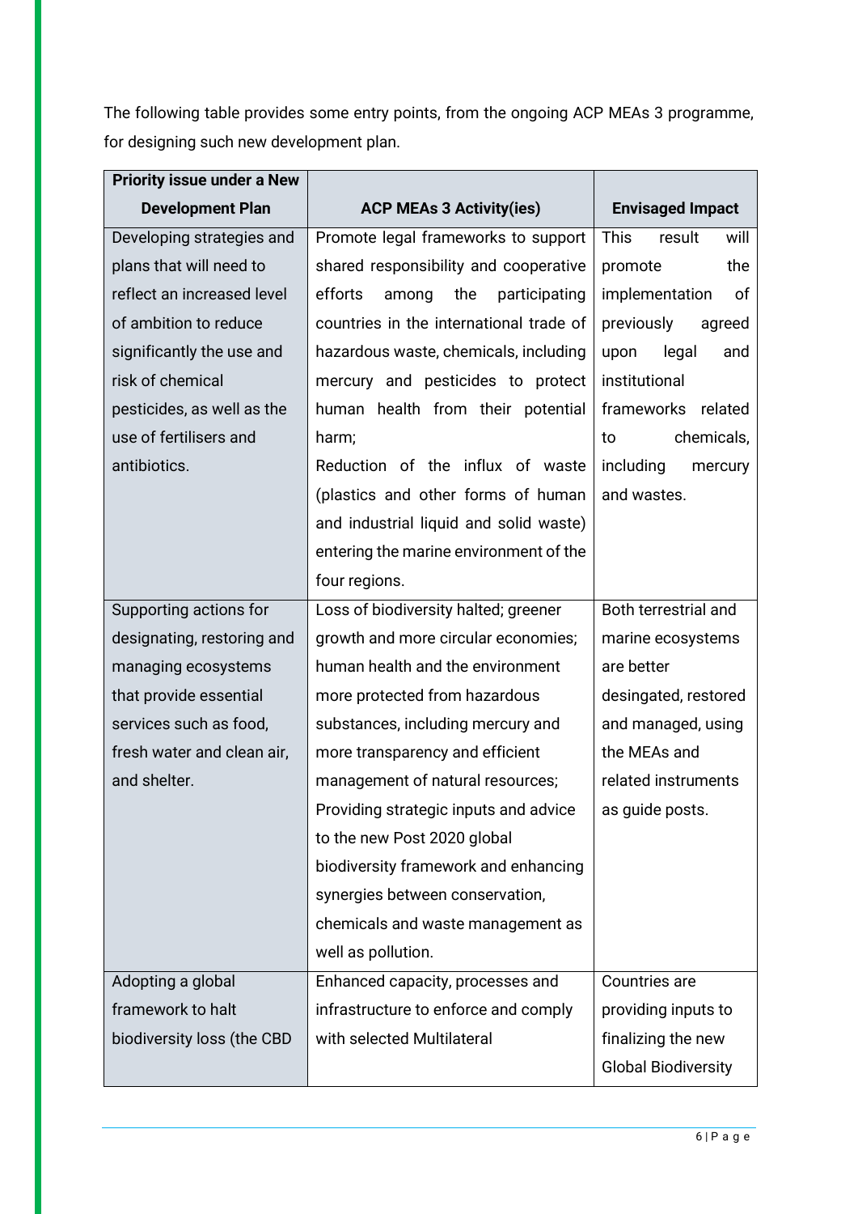The following table provides some entry points, from the ongoing ACP MEAs 3 programme, for designing such new development plan.

| Priority issue under a New Development Plan | ACP MEAs 3 Activity(ies) | Envisaged Impact |
| --- | --- | --- |
| Developing strategies and plans that will need to reflect an increased level of ambition to reduce significantly the use and risk of chemical pesticides, as well as the use of fertilisers and antibiotics. | Promote legal frameworks to support shared responsibility and cooperative efforts among the participating countries in the international trade of hazardous waste, chemicals, including mercury and pesticides to protect human health from their potential harm;<br>Reduction of the influx of waste (plastics and other forms of human and industrial liquid and solid waste) entering the marine environment of the four regions. | This result will promote the implementation of previously agreed upon legal and institutional frameworks related to chemicals, including mercury and wastes. |
| Supporting actions for designating, restoring and managing ecosystems that provide essential services such as food, fresh water and clean air, and shelter. | Loss of biodiversity halted; greener growth and more circular economies; human health and the environment more protected from hazardous substances, including mercury and more transparency and efficient management of natural resources;<br>Providing strategic inputs and advice to the new Post 2020 global biodiversity framework and enhancing synergies between conservation, chemicals and waste management as well as pollution. | Both terrestrial and marine ecosystems are better desingated, restored and managed, using the MEAs and related instruments as guide posts. |
| Adopting a global framework to halt biodiversity loss (the CBD | Enhanced capacity, processes and infrastructure to enforce and comply with selected Multilateral | Countries are providing inputs to finalizing the new Global Biodiversity |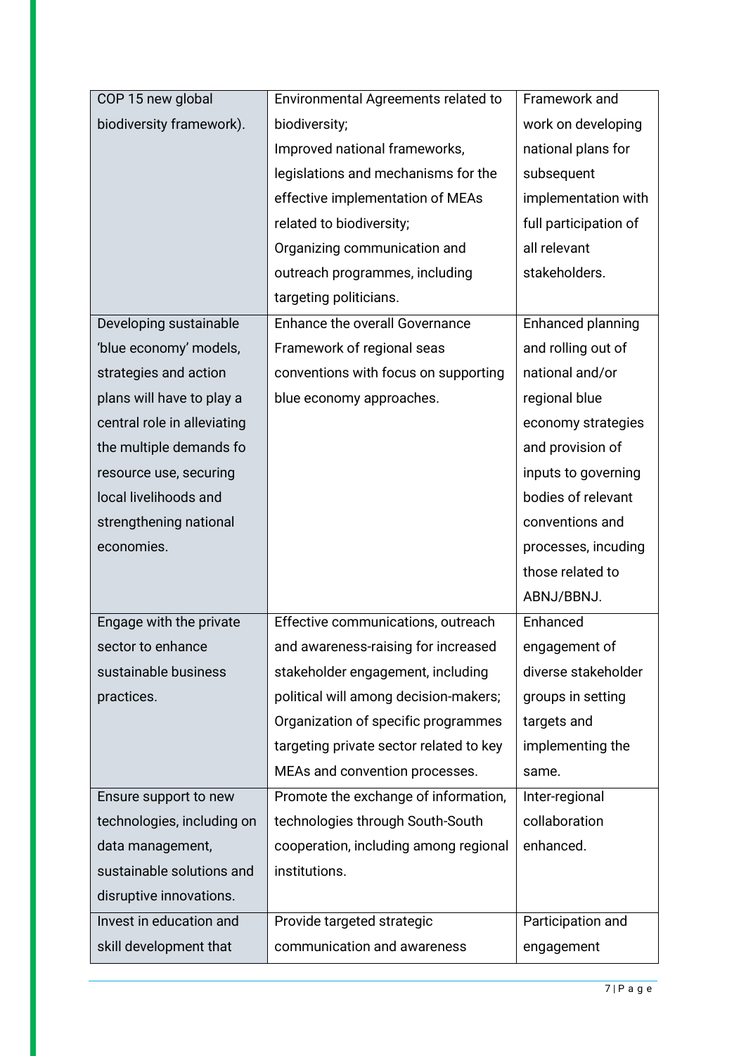| | | |
|---|---|---|
| COP 15 new global biodiversity framework). | Environmental Agreements related to biodiversity;<br>Improved national frameworks, legislations and mechanisms for the effective implementation of MEAs related to biodiversity;<br>Organizing communication and outreach programmes, including targeting politicians. | Framework and work on developing national plans for subsequent implementation with full participation of all relevant stakeholders. |
| Developing sustainable 'blue economy' models, strategies and action plans will have to play a central role in alleviating the multiple demands fo resource use, securing local livelihoods and strengthening national economies. | Enhance the overall Governance Framework of regional seas conventions with focus on supporting blue economy approaches. | Enhanced planning and rolling out of national and/or regional blue economy strategies and provision of inputs to governing bodies of relevant conventions and processes, incuding those related to ABNJ/BBNJ. |
| Engage with the private sector to enhance sustainable business practices. | Effective communications, outreach and awareness-raising for increased stakeholder engagement, including political will among decision-makers;<br>Organization of specific programmes targeting private sector related to key MEAs and convention processes. | Enhanced engagement of diverse stakeholder groups in setting targets and implementing the same. |
| Ensure support to new technologies, including on data management, sustainable solutions and disruptive innovations. | Promote the exchange of information, technologies through South-South cooperation, including among regional institutions. | Inter-regional collaboration enhanced. |
| Invest in education and skill development that | Provide targeted strategic communication and awareness | Participation and engagement |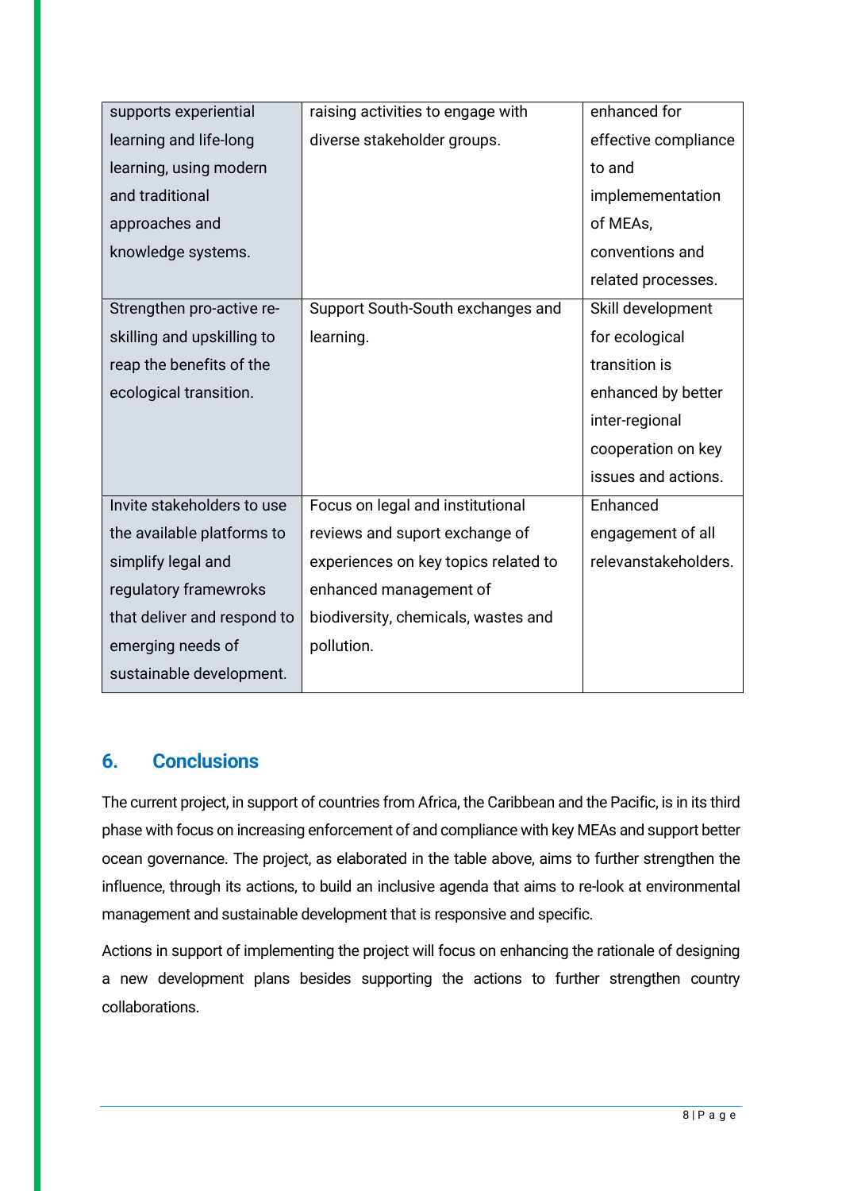| | | |
|---|---|---|
| supports experiential learning and life-long learning, using modern and traditional approaches and knowledge systems. | raising activities to engage with diverse stakeholder groups. | enhanced for effective compliance to and implemementation of MEAs, conventions and related processes. |
| Strengthen pro-active re-skilling and upskilling to reap the benefits of the ecological transition. | Support South-South exchanges and learning. | Skill development for ecological transition is enhanced by better inter-regional cooperation on key issues and actions. |
| Invite stakeholders to use the available platforms to simplify legal and regulatory framewroks that deliver and respond to emerging needs of sustainable development. | Focus on legal and institutional reviews and suport exchange of experiences on key topics related to enhanced management of biodiversity, chemicals, wastes and pollution. | Enhanced engagement of all relevanstakeholders. |

## 6. Conclusions

The current project, in support of countries from Africa, the Caribbean and the Pacific, is in its third phase with focus on increasing enforcement of and compliance with key MEAs and support better ocean governance. The project, as elaborated in the table above, aims to further strengthen the influence, through its actions, to build an inclusive agenda that aims to re-look at environmental management and sustainable development that is responsive and specific.

Actions in support of implementing the project will focus on enhancing the rationale of designing a new development plans besides supporting the actions to further strengthen country collaborations.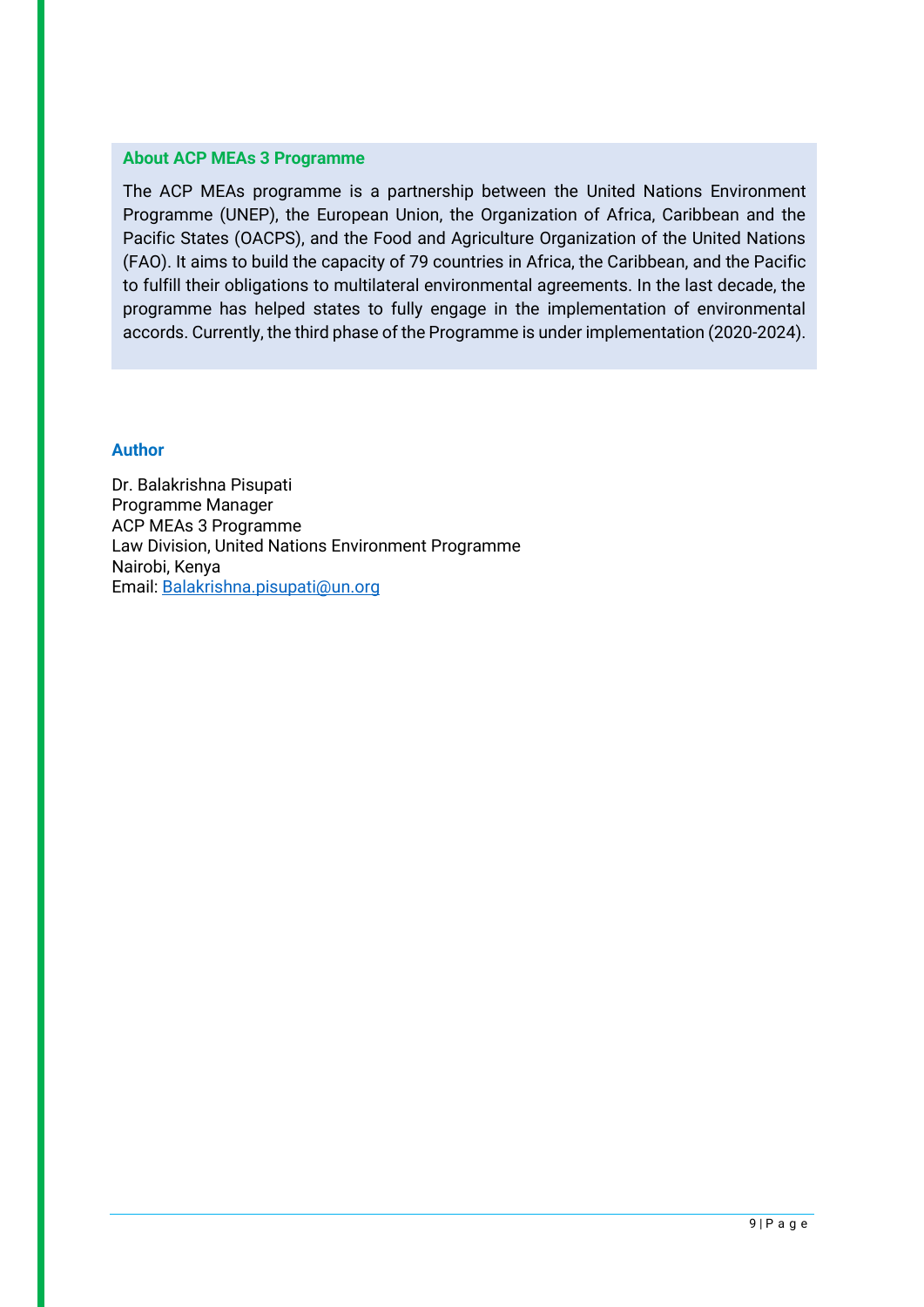### About ACP MEAs 3 Programme

The ACP MEAs programme is a partnership between the United Nations Environment Programme (UNEP), the European Union, the Organization of Africa, Caribbean and the Pacific States (OACPS), and the Food and Agriculture Organization of the United Nations (FAO). It aims to build the capacity of 79 countries in Africa, the Caribbean, and the Pacific to fulfill their obligations to multilateral environmental agreements. In the last decade, the programme has helped states to fully engage in the implementation of environmental accords. Currently, the third phase of the Programme is under implementation (2020-2024).

### Author

Dr. Balakrishna Pisupati
Programme Manager
ACP MEAs 3 Programme
Law Division, United Nations Environment Programme
Nairobi, Kenya
Email: Balakrishna.pisupati@un.org